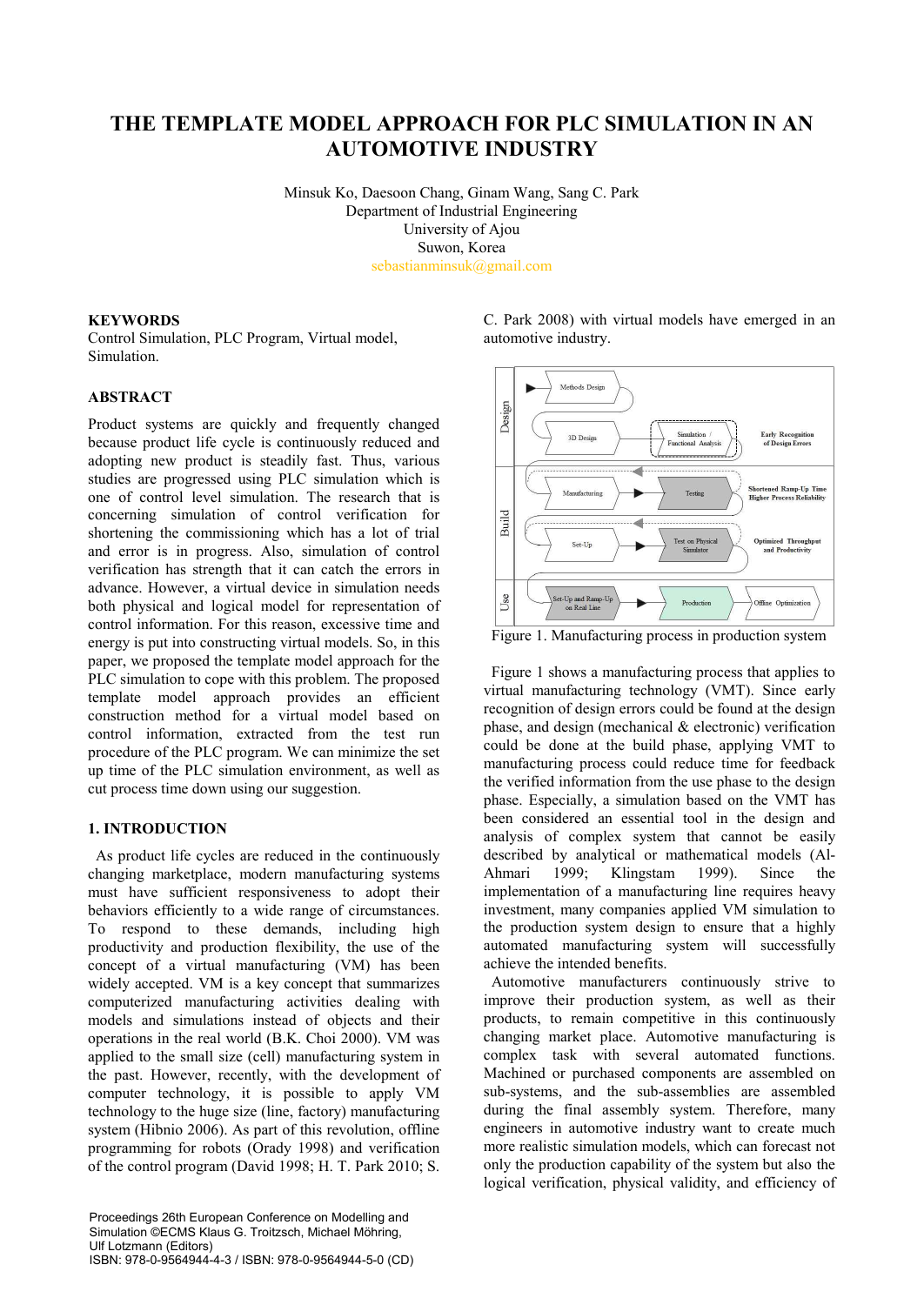# THE TEMPLATE MODEL APPROACH FOR PLC SIMULATION IN AN AUTOMOTIVE INDUSTRY

Minsuk Ko, Daesoon Chang, Ginam Wang, Sang C. Park
Department of Industrial Engineering
University of Ajou
Suwon, Korea
sebastianminsuk@gmail.com

## KEYWORDS

Control Simulation, PLC Program, Virtual model, Simulation.

## ABSTRACT

Product systems are quickly and frequently changed because product life cycle is continuously reduced and adopting new product is steadily fast. Thus, various studies are progressed using PLC simulation which is one of control level simulation. The research that is concerning simulation of control verification for shortening the commissioning which has a lot of trial and error is in progress. Also, simulation of control verification has strength that it can catch the errors in advance. However, a virtual device in simulation needs both physical and logical model for representation of control information. For this reason, excessive time and energy is put into constructing virtual models. So, in this paper, we proposed the template model approach for the PLC simulation to cope with this problem. The proposed template model approach provides an efficient construction method for a virtual model based on control information, extracted from the test run procedure of the PLC program. We can minimize the set up time of the PLC simulation environment, as well as cut process time down using our suggestion.

## 1. INTRODUCTION

As product life cycles are reduced in the continuously changing marketplace, modern manufacturing systems must have sufficient responsiveness to adopt their behaviors efficiently to a wide range of circumstances. To respond to these demands, including high productivity and production flexibility, the use of the concept of a virtual manufacturing (VM) has been widely accepted. VM is a key concept that summarizes computerized manufacturing activities dealing with models and simulations instead of objects and their operations in the real world (B.K. Choi 2000). VM was applied to the small size (cell) manufacturing system in the past. However, recently, with the development of computer technology, it is possible to apply VM technology to the huge size (line, factory) manufacturing system (Hibnio 2006). As part of this revolution, offline programming for robots (Orady 1998) and verification of the control program (David 1998; H. T. Park 2010; S. C. Park 2008) with virtual models have emerged in an automotive industry.

Figure 1. Manufacturing process in production system

Figure 1 shows a manufacturing process that applies to virtual manufacturing technology (VMT). Since early recognition of design errors could be found at the design phase, and design (mechanical & electronic) verification could be done at the build phase, applying VMT to manufacturing process could reduce time for feedback the verified information from the use phase to the design phase. Especially, a simulation based on the VMT has been considered an essential tool in the design and analysis of complex system that cannot be easily described by analytical or mathematical models (Al-Ahmari 1999; Klingstam 1999). Since the implementation of a manufacturing line requires heavy investment, many companies applied VM simulation to the production system design to ensure that a highly automated manufacturing system will successfully achieve the intended benefits.

Automotive manufacturers continuously strive to improve their production system, as well as their products, to remain competitive in this continuously changing market place. Automotive manufacturing is complex task with several automated functions. Machined or purchased components are assembled on sub-systems, and the sub-assemblies are assembled during the final assembly system. Therefore, many engineers in automotive industry want to create much more realistic simulation models, which can forecast not only the production capability of the system but also the logical verification, physical validity, and efficiency of

Proceedings 26th European Conference on Modelling and Simulation ©ECMS Klaus G. Troitzsch, Michael Möhring, Ulf Lotzmann (Editors)
ISBN: 978-0-9564944-4-3 / ISBN: 978-0-9564944-5-0 (CD)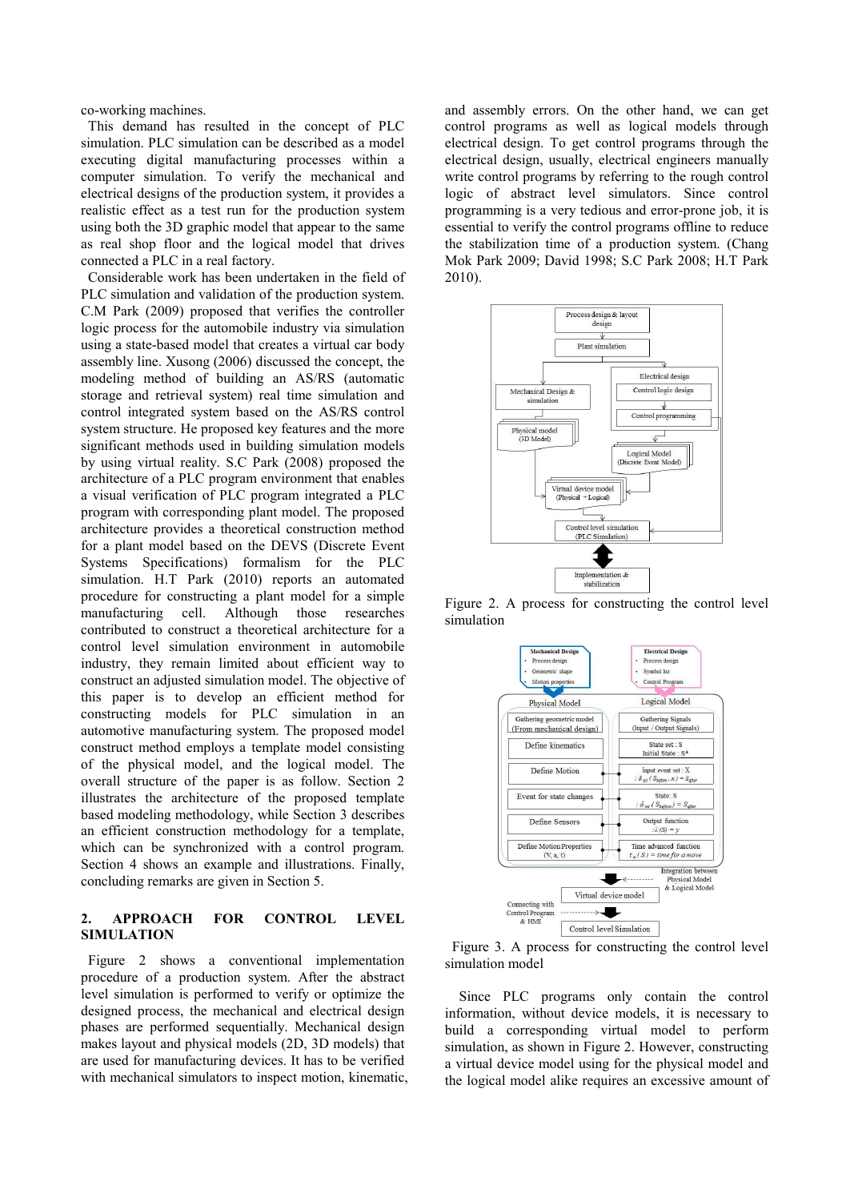co-working machines.

This demand has resulted in the concept of PLC simulation. PLC simulation can be described as a model executing digital manufacturing processes within a computer simulation. To verify the mechanical and electrical designs of the production system, it provides a realistic effect as a test run for the production system using both the 3D graphic model that appear to the same as real shop floor and the logical model that drives connected a PLC in a real factory.

Considerable work has been undertaken in the field of PLC simulation and validation of the production system. C.M Park (2009) proposed that verifies the controller logic process for the automobile industry via simulation using a state-based model that creates a virtual car body assembly line. Xusong (2006) discussed the concept, the modeling method of building an AS/RS (automatic storage and retrieval system) real time simulation and control integrated system based on the AS/RS control system structure. He proposed key features and the more significant methods used in building simulation models by using virtual reality. S.C Park (2008) proposed the architecture of a PLC program environment that enables a visual verification of PLC program integrated a PLC program with corresponding plant model. The proposed architecture provides a theoretical construction method for a plant model based on the DEVS (Discrete Event Systems Specifications) formalism for the PLC simulation. H.T Park (2010) reports an automated procedure for constructing a plant model for a simple manufacturing cell. Although those researches contributed to construct a theoretical architecture for a control level simulation environment in automobile industry, they remain limited about efficient way to construct an adjusted simulation model. The objective of this paper is to develop an efficient method for constructing models for PLC simulation in an automotive manufacturing system. The proposed model construct method employs a template model consisting of the physical model, and the logical model. The overall structure of the paper is as follow. Section 2 illustrates the architecture of the proposed template based modeling methodology, while Section 3 describes an efficient construction methodology for a template, which can be synchronized with a control program. Section 4 shows an example and illustrations. Finally, concluding remarks are given in Section 5.

## 2. APPROACH FOR CONTROL LEVEL SIMULATION

Figure 2 shows a conventional implementation procedure of a production system. After the abstract level simulation is performed to verify or optimize the designed process, the mechanical and electrical design phases are performed sequentially. Mechanical design makes layout and physical models (2D, 3D models) that are used for manufacturing devices. It has to be verified with mechanical simulators to inspect motion, kinematic, and assembly errors. On the other hand, we can get control programs as well as logical models through electrical design. To get control programs through the electrical design, usually, electrical engineers manually write control programs by referring to the rough control logic of abstract level simulators. Since control programming is a very tedious and error-prone job, it is essential to verify the control programs offline to reduce the stabilization time of a production system. (Chang Mok Park 2009; David 1998; S.C Park 2008; H.T Park 2010).

Figure 2. A process for constructing the control level simulation

Figure 3. A process for constructing the control level simulation model

Since PLC programs only contain the control information, without device models, it is necessary to build a corresponding virtual model to perform simulation, as shown in Figure 2. However, constructing a virtual device model using for the physical model and the logical model alike requires an excessive amount of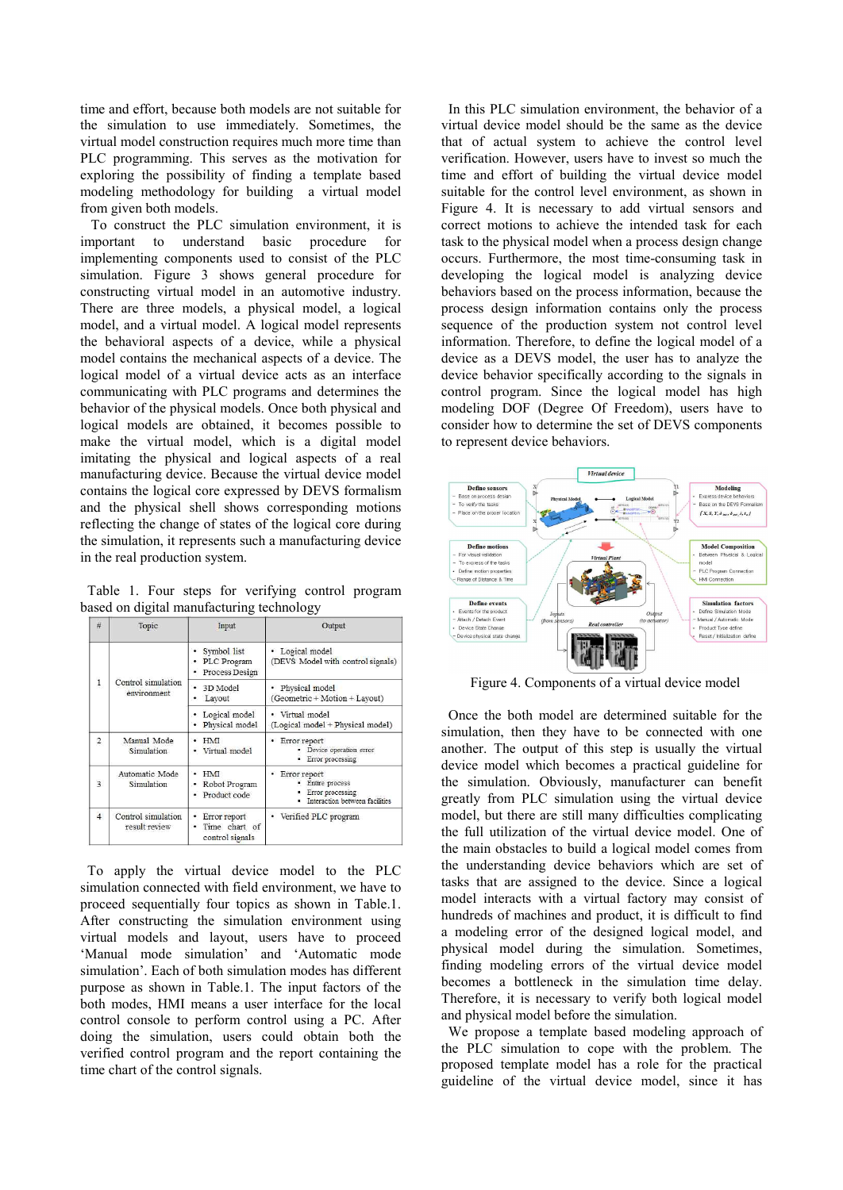time and effort, because both models are not suitable for the simulation to use immediately. Sometimes, the virtual model construction requires much more time than PLC programming. This serves as the motivation for exploring the possibility of finding a template based modeling methodology for building a virtual model from given both models.

To construct the PLC simulation environment, it is important to understand basic procedure for implementing components used to consist of the PLC simulation. Figure 3 shows general procedure for constructing virtual model in an automotive industry. There are three models, a physical model, a logical model, and a virtual model. A logical model represents the behavioral aspects of a device, while a physical model contains the mechanical aspects of a device. The logical model of a virtual device acts as an interface communicating with PLC programs and determines the behavior of the physical models. Once both physical and logical models are obtained, it becomes possible to make the virtual model, which is a digital model imitating the physical and logical aspects of a real manufacturing device. Because the virtual device model contains the logical core expressed by DEVS formalism and the physical shell shows corresponding motions reflecting the change of states of the logical core during the simulation, it represents such a manufacturing device in the real production system.

Table 1. Four steps for verifying control program based on digital manufacturing technology

| # | Topic | Input | Output |
|---|---|---|---|
| 1 | Control simulation environment | • Symbol list<br>• PLC Program<br>• Process Design | • Logical model<br>(DEVS Model with control signals) |
| | | • 3D Model<br>• Layout | • Physical model<br>(Geometric + Motion + Layout) |
| | | • Logical model<br>• Physical model | • Virtual model<br>(Logical model + Physical model) |
| 2 | Manual Mode Simulation | • HMI<br>• Virtual model | • Error report<br>  ▪ Device operation error<br>  ▪ Error processing |
| 3 | Automatic Mode Simulation | • HMI<br>• Robot Program<br>• Product code | • Error report<br>  ▪ Entire process<br>  ▪ Error processing<br>  ▪ Interaction between facilities |
| 4 | Control simulation result review | • Error report<br>• Time chart of control signals | • Verified PLC program |

To apply the virtual device model to the PLC simulation connected with field environment, we have to proceed sequentially four topics as shown in Table.1. After constructing the simulation environment using virtual models and layout, users have to proceed 'Manual mode simulation' and 'Automatic mode simulation'. Each of both simulation modes has different purpose as shown in Table.1. The input factors of the both modes, HMI means a user interface for the local control console to perform control using a PC. After doing the simulation, users could obtain both the verified control program and the report containing the time chart of the control signals.

In this PLC simulation environment, the behavior of a virtual device model should be the same as the device that of actual system to achieve the control level verification. However, users have to invest so much the time and effort of building the virtual device model suitable for the control level environment, as shown in Figure 4. It is necessary to add virtual sensors and correct motions to achieve the intended task for each task to the physical model when a process design change occurs. Furthermore, the most time-consuming task in developing the logical model is analyzing device behaviors based on the process information, because the process design information contains only the process sequence of the production system not control level information. Therefore, to define the logical model of a device as a DEVS model, the user has to analyze the device behavior specifically according to the signals in control program. Since the logical model has high modeling DOF (Degree Of Freedom), users have to consider how to determine the set of DEVS components to represent device behaviors.

Figure 4. Components of a virtual device model

Once the both model are determined suitable for the simulation, then they have to be connected with one another. The output of this step is usually the virtual device model which becomes a practical guideline for the simulation. Obviously, manufacturer can benefit greatly from PLC simulation using the virtual device model, but there are still many difficulties complicating the full utilization of the virtual device model. One of the main obstacles to build a logical model comes from the understanding device behaviors which are set of tasks that are assigned to the device. Since a logical model interacts with a virtual factory may consist of hundreds of machines and product, it is difficult to find a modeling error of the designed logical model, and physical model during the simulation. Sometimes, finding modeling errors of the virtual device model becomes a bottleneck in the simulation time delay. Therefore, it is necessary to verify both logical model and physical model before the simulation.

We propose a template based modeling approach of the PLC simulation to cope with the problem. The proposed template model has a role for the practical guideline of the virtual device model, since it has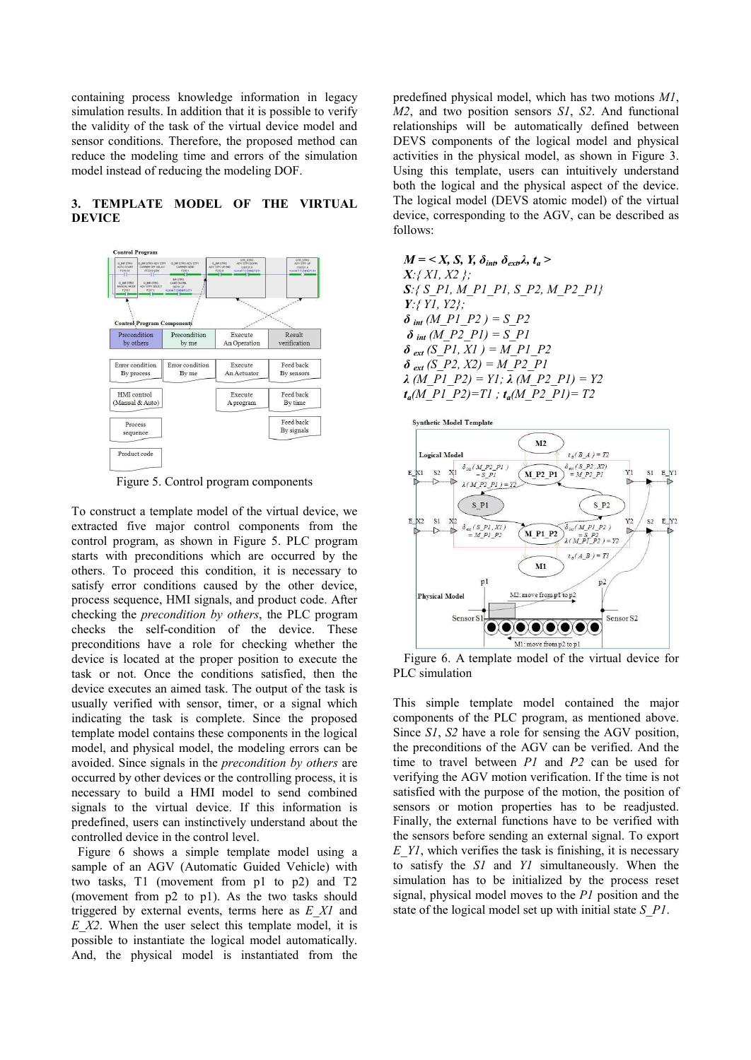containing process knowledge information in legacy simulation results. In addition that it is possible to verify the validity of the task of the virtual device model and sensor conditions. Therefore, the proposed method can reduce the modeling time and errors of the simulation model instead of reducing the modeling DOF.

## 3. TEMPLATE MODEL OF THE VIRTUAL DEVICE

Figure 5. Control program components

To construct a template model of the virtual device, we extracted five major control components from the control program, as shown in Figure 5. PLC program starts with preconditions which are occurred by the others. To proceed this condition, it is necessary to satisfy error conditions caused by the other device, process sequence, HMI signals, and product code. After checking the *precondition by others*, the PLC program checks the self-condition of the device. These preconditions have a role for checking whether the device is located at the proper position to execute the task or not. Once the conditions satisfied, then the device executes an aimed task. The output of the task is usually verified with sensor, timer, or a signal which indicating the task is complete. Since the proposed template model contains these components in the logical model, and physical model, the modeling errors can be avoided. Since signals in the *precondition by others* are occurred by other devices or the controlling process, it is necessary to build a HMI model to send combined signals to the virtual device. If this information is predefined, users can instinctively understand about the controlled device in the control level.

Figure 6 shows a simple template model using a sample of an AGV (Automatic Guided Vehicle) with two tasks, T1 (movement from p1 to p2) and T2 (movement from p2 to p1). As the two tasks should triggered by external events, terms here as *E_X1* and *E_X2*. When the user select this template model, it is possible to instantiate the logical model automatically. And, the physical model is instantiated from the predefined physical model, which has two motions *M1*, *M2*, and two position sensors *S1*, *S2*. And functional relationships will be automatically defined between DEVS components of the logical model and physical activities in the physical model, as shown in Figure 3. Using this template, users can intuitively understand both the logical and the physical aspect of the device. The logical model (DEVS atomic model) of the virtual device, corresponding to the AGV, can be described as follows:

$\boldsymbol{M = < X, S, Y, \delta_{int}, \delta_{ext}, \lambda, t_a >}$
$X$:{ X1, X2 };
$S$:{ S_P1, M_P1_P1, S_P2, M_P2_P1}
$Y$:{ Y1, Y2};
$\delta_{int}$ (M_P1_P2 ) = S_P2
$\delta_{int}$ (M_P2_P1) = S_P1
$\delta_{ext}$ (S_P1, X1 ) = M_P1_P2
$\delta_{ext}$ (S_P2, X2) = M_P2_P1
$\lambda$ (M_P1_P2) = Y1; $\lambda$ (M_P2_P1) = Y2
$t_a$(M_P1_P2)=T1 ; $t_a$(M_P2_P1)= T2

Figure 6. A template model of the virtual device for PLC simulation

This simple template model contained the major components of the PLC program, as mentioned above. Since *S1*, *S2* have a role for sensing the AGV position, the preconditions of the AGV can be verified. And the time to travel between *P1* and *P2* can be used for verifying the AGV motion verification. If the time is not satisfied with the purpose of the motion, the position of sensors or motion properties has to be readjusted. Finally, the external functions have to be verified with the sensors before sending an external signal. To export *E_Y1*, which verifies the task is finishing, it is necessary to satisfy the *S1* and *Y1* simultaneously. When the simulation has to be initialized by the process reset signal, physical model moves to the *P1* position and the state of the logical model set up with initial state *S_P1*.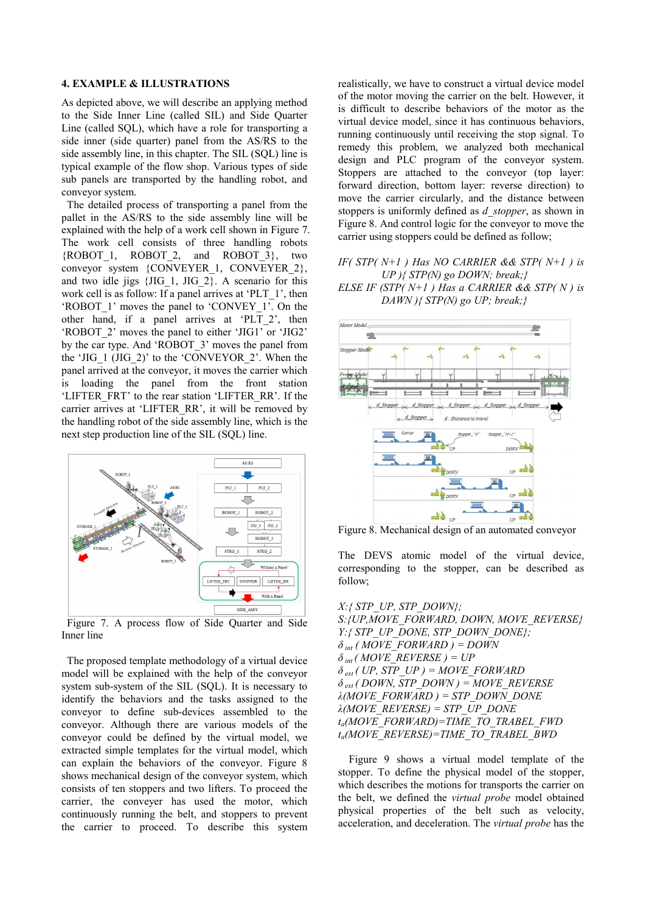## 4. EXAMPLE & ILLUSTRATIONS

As depicted above, we will describe an applying method to the Side Inner Line (called SIL) and Side Quarter Line (called SQL), which have a role for transporting a side inner (side quarter) panel from the AS/RS to the side assembly line, in this chapter. The SIL (SQL) line is typical example of the flow shop. Various types of side sub panels are transported by the handling robot, and conveyor system.

The detailed process of transporting a panel from the pallet in the AS/RS to the side assembly line will be explained with the help of a work cell shown in Figure 7. The work cell consists of three handling robots {ROBOT_1, ROBOT_2, and ROBOT_3}, two conveyor system {CONVEYER_1, CONVEYER_2}, and two idle jigs {JIG_1, JIG_2}. A scenario for this work cell is as follow: If a panel arrives at 'PLT_1', then 'ROBOT_1' moves the panel to 'CONVEY_1'. On the other hand, if a panel arrives at 'PLT_2', then 'ROBOT_2' moves the panel to either 'JIG1' or 'JIG2' by the car type. And 'ROBOT_3' moves the panel from the 'JIG_1 (JIG_2)' to the 'CONVEYOR_2'. When the panel arrived at the conveyor, it moves the carrier which is loading the panel from the front station 'LIFTER_FRT' to the rear station 'LIFTER_RR'. If the carrier arrives at 'LIFTER_RR', it will be removed by the handling robot of the side assembly line, which is the next step production line of the SIL (SQL) line.

Figure 7. A process flow of Side Quarter and Side Inner line

The proposed template methodology of a virtual device model will be explained with the help of the conveyor system sub-system of the SIL (SQL). It is necessary to identify the behaviors and the tasks assigned to the conveyor to define sub-devices assembled to the conveyor. Although there are various models of the conveyor could be defined by the virtual model, we extracted simple templates for the virtual model, which can explain the behaviors of the conveyor. Figure 8 shows mechanical design of the conveyor system, which consists of ten stoppers and two lifters. To proceed the carrier, the conveyer has used the motor, which continuously running the belt, and stoppers to prevent the carrier to proceed. To describe this system realistically, we have to construct a virtual device model of the motor moving the carrier on the belt. However, it is difficult to describe behaviors of the motor as the virtual device model, since it has continuous behaviors, running continuously until receiving the stop signal. To remedy this problem, we analyzed both mechanical design and PLC program of the conveyor system. Stoppers are attached to the conveyor (top layer: forward direction, bottom layer: reverse direction) to move the carrier circularly, and the distance between stoppers is uniformly defined as *d_stopper*, as shown in Figure 8. And control logic for the conveyor to move the carrier using stoppers could be defined as follow;

*IF( STP( N+1 ) Has NO CARRIER && STP( N+1 ) is UP ){ STP(N) go DOWN; break;}*
*ELSE IF (STP( N+1 ) Has a CARRIER && STP( N ) is DAWN ){ STP(N) go UP; break;}*

Figure 8. Mechanical design of an automated conveyor

The DEVS atomic model of the virtual device, corresponding to the stopper, can be described as follow;

*X:{ STP_UP, STP_DOWN};*
*S:{UP,MOVE_FORWARD, DOWN, MOVE_REVERSE}*
*Y:{ STP_UP_DONE, STP_DOWN_DONE};*
$\delta_{int}$ *( MOVE_FORWARD ) = DOWN*
$\delta_{int}$ *( MOVE_REVERSE ) = UP*
$\delta_{ext}$ *( UP, STP_UP ) = MOVE_FORWARD*
$\delta_{ext}$ *( DOWN, STP_DOWN ) = MOVE_REVERSE*
$\lambda$*(MOVE_FORWARD ) = STP_DOWN_DONE*
$\lambda$*(MOVE_REVERSE) = STP_UP_DONE*
$t_a$*(MOVE_FORWARD)=TIME_TO_TRABEL_FWD*
$t_a$*(MOVE_REVERSE)=TIME_TO_TRABEL_BWD*

Figure 9 shows a virtual model template of the stopper. To define the physical model of the stopper, which describes the motions for transports the carrier on the belt, we defined the *virtual probe* model obtained physical properties of the belt such as velocity, acceleration, and deceleration. The *virtual probe* has the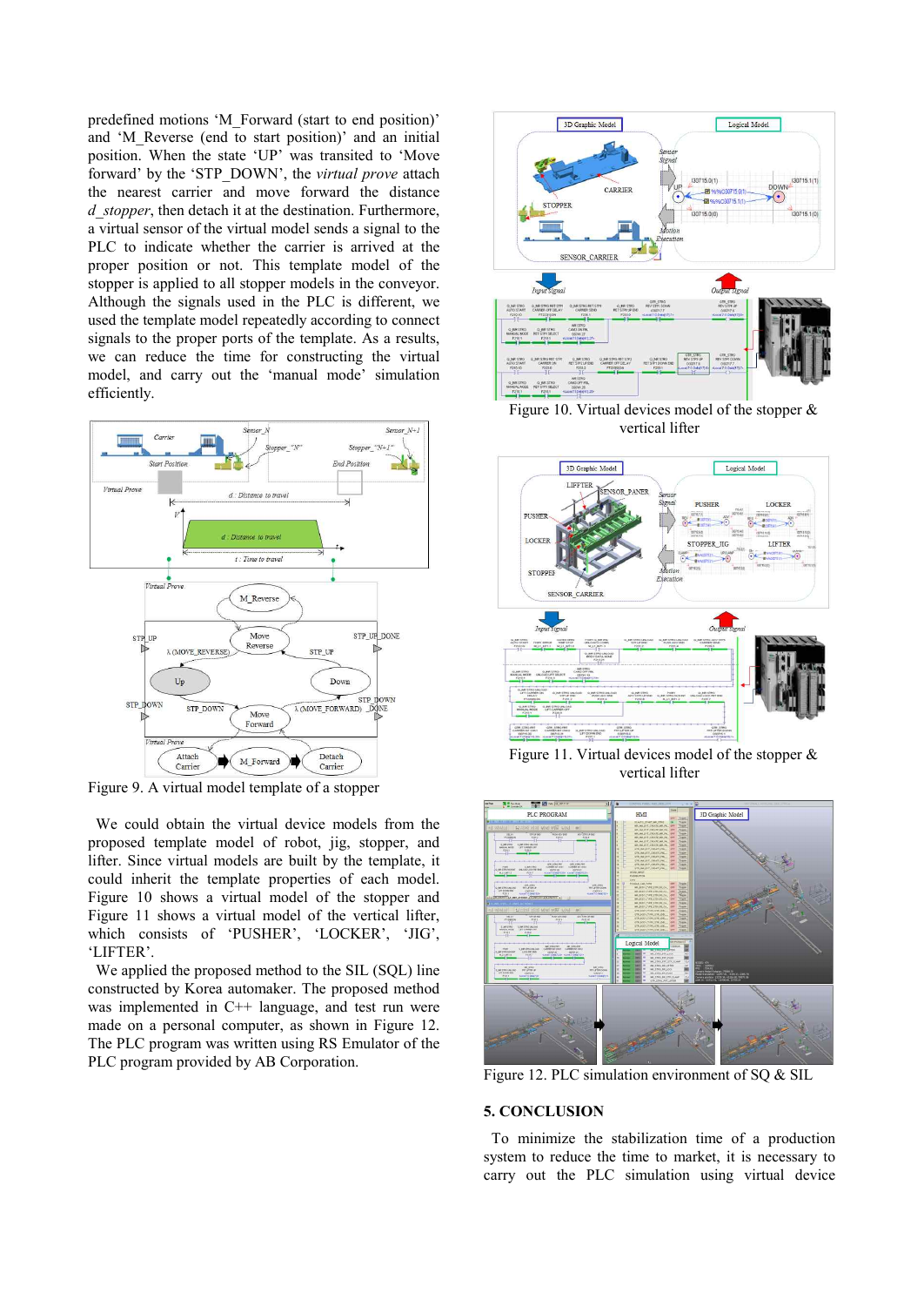predefined motions 'M_Forward (start to end position)' and 'M_Reverse (end to start position)' and an initial position. When the state 'UP' was transited to 'Move forward' by the 'STP_DOWN', the *virtual prove* attach the nearest carrier and move forward the distance *d_stopper*, then detach it at the destination. Furthermore, a virtual sensor of the virtual model sends a signal to the PLC to indicate whether the carrier is arrived at the proper position or not. This template model of the stopper is applied to all stopper models in the conveyor. Although the signals used in the PLC is different, we used the template model repeatedly according to connect signals to the proper ports of the template. As a results, we can reduce the time for constructing the virtual model, and carry out the 'manual mode' simulation efficiently.

Figure 9. A virtual model template of a stopper

We could obtain the virtual device models from the proposed template model of robot, jig, stopper, and lifter. Since virtual models are built by the template, it could inherit the template properties of each model. Figure 10 shows a virtual model of the stopper and Figure 11 shows a virtual model of the vertical lifter, which consists of 'PUSHER', 'LOCKER', 'JIG', 'LIFTER'.

We applied the proposed method to the SIL (SQL) line constructed by Korea automaker. The proposed method was implemented in C++ language, and test run were made on a personal computer, as shown in Figure 12. The PLC program was written using RS Emulator of the PLC program provided by AB Corporation.

Figure 10. Virtual devices model of the stopper & vertical lifter

Figure 11. Virtual devices model of the stopper & vertical lifter

Figure 12. PLC simulation environment of SQ & SIL

## 5. CONCLUSION

To minimize the stabilization time of a production system to reduce the time to market, it is necessary to carry out the PLC simulation using virtual device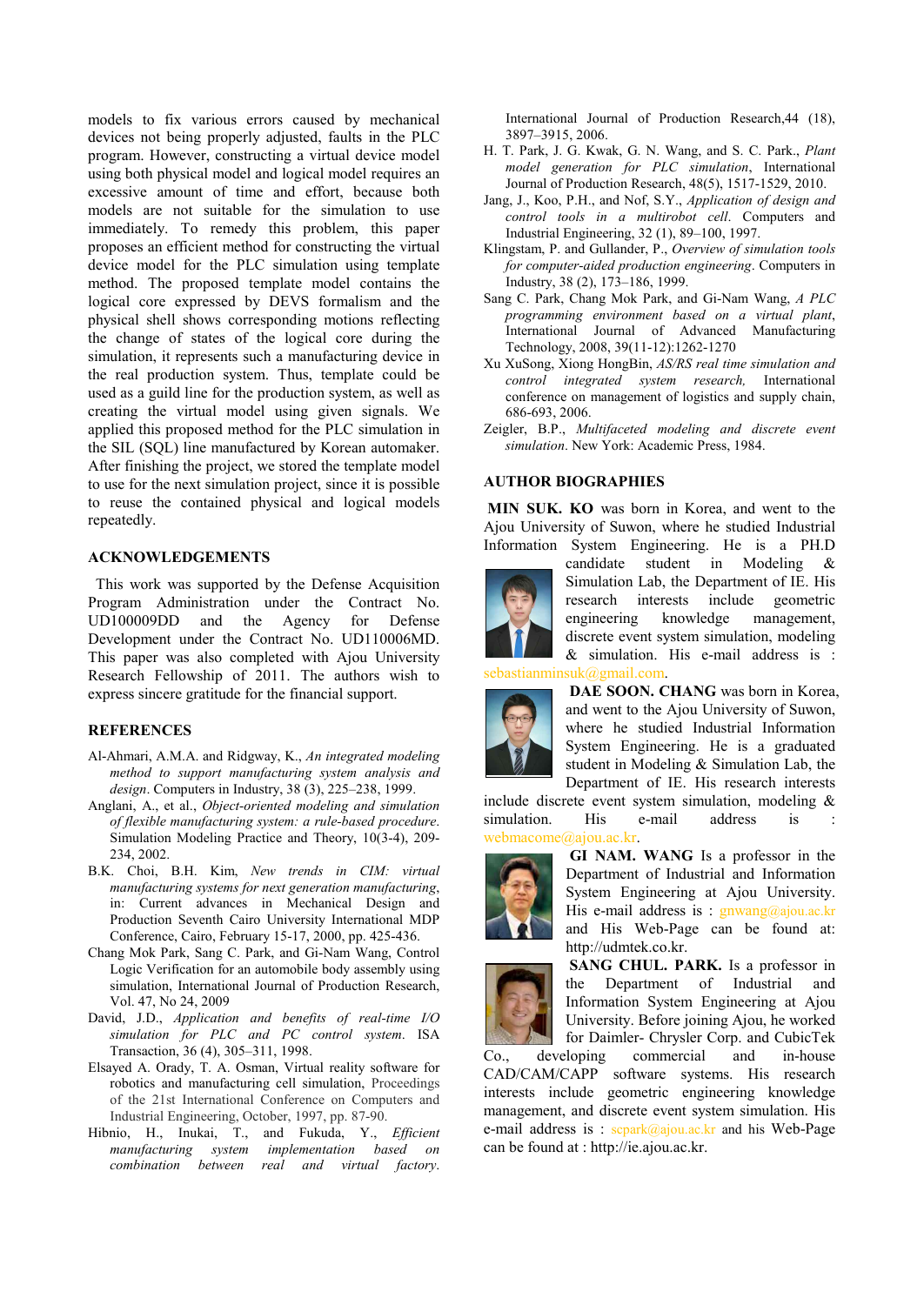models to fix various errors caused by mechanical devices not being properly adjusted, faults in the PLC program. However, constructing a virtual device model using both physical model and logical model requires an excessive amount of time and effort, because both models are not suitable for the simulation to use immediately. To remedy this problem, this paper proposes an efficient method for constructing the virtual device model for the PLC simulation using template method. The proposed template model contains the logical core expressed by DEVS formalism and the physical shell shows corresponding motions reflecting the change of states of the logical core during the simulation, it represents such a manufacturing device in the real production system. Thus, template could be used as a guild line for the production system, as well as creating the virtual model using given signals. We applied this proposed method for the PLC simulation in the SIL (SQL) line manufactured by Korean automaker. After finishing the project, we stored the template model to use for the next simulation project, since it is possible to reuse the contained physical and logical models repeatedly.

## ACKNOWLEDGEMENTS

This work was supported by the Defense Acquisition Program Administration under the Contract No. UD100009DD and the Agency for Defense Development under the Contract No. UD110006MD. This paper was also completed with Ajou University Research Fellowship of 2011. The authors wish to express sincere gratitude for the financial support.

## REFERENCES

Al-Ahmari, A.M.A. and Ridgway, K., *An integrated modeling method to support manufacturing system analysis and design*. Computers in Industry, 38 (3), 225–238, 1999.

Anglani, A., et al., *Object-oriented modeling and simulation of flexible manufacturing system: a rule-based procedure*. Simulation Modeling Practice and Theory, 10(3-4), 209-234, 2002.

B.K. Choi, B.H. Kim, *New trends in CIM: virtual manufacturing systems for next generation manufacturing*, in: Current advances in Mechanical Design and Production Seventh Cairo University International MDP Conference, Cairo, February 15-17, 2000, pp. 425-436.

Chang Mok Park, Sang C. Park, and Gi-Nam Wang, Control Logic Verification for an automobile body assembly using simulation, International Journal of Production Research, Vol. 47, No 24, 2009

David, J.D., *Application and benefits of real-time I/O simulation for PLC and PC control system*. ISA Transaction, 36 (4), 305–311, 1998.

Elsayed A. Orady, T. A. Osman, Virtual reality software for robotics and manufacturing cell simulation, Proceedings of the 21st International Conference on Computers and Industrial Engineering, October, 1997, pp. 87-90.

Hibnio, H., Inukai, T., and Fukuda, Y., *Efficient manufacturing system implementation based on combination between real and virtual factory*. International Journal of Production Research,44 (18), 3897–3915, 2006.

H. T. Park, J. G. Kwak, G. N. Wang, and S. C. Park., *Plant model generation for PLC simulation*, International Journal of Production Research, 48(5), 1517-1529, 2010.

Jang, J., Koo, P.H., and Nof, S.Y., *Application of design and control tools in a multirobot cell*. Computers and Industrial Engineering, 32 (1), 89–100, 1997.

Klingstam, P. and Gullander, P., *Overview of simulation tools for computer-aided production engineering*. Computers in Industry, 38 (2), 173–186, 1999.

Sang C. Park, Chang Mok Park, and Gi-Nam Wang, *A PLC programming environment based on a virtual plant*, International Journal of Advanced Manufacturing Technology, 2008, 39(11-12):1262-1270

Xu XuSong, Xiong HongBin, *AS/RS real time simulation and control integrated system research,* International conference on management of logistics and supply chain, 686-693, 2006.

Zeigler, B.P., *Multifaceted modeling and discrete event simulation*. New York: Academic Press, 1984.

## AUTHOR BIOGRAPHIES

**MIN SUK. KO** was born in Korea, and went to the Ajou University of Suwon, where he studied Industrial Information System Engineering. He is a PH.D candidate student in Modeling & Simulation Lab, the Department of IE. His research interests include geometric engineering knowledge management, discrete event system simulation, modeling & simulation. His e-mail address is : sebastianminsuk@gmail.com.

**DAE SOON. CHANG** was born in Korea, and went to the Ajou University of Suwon, where he studied Industrial Information System Engineering. He is a graduated student in Modeling & Simulation Lab, the Department of IE. His research interests include discrete event system simulation, modeling & simulation. His e-mail address is : webmacome@ajou.ac.kr.

**GI NAM. WANG** Is a professor in the Department of Industrial and Information System Engineering at Ajou University. His e-mail address is : gnwang@ajou.ac.kr and His Web-Page can be found at: http://udmtek.co.kr.

**SANG CHUL. PARK.** Is a professor in the Department of Industrial and Information System Engineering at Ajou University. Before joining Ajou, he worked for Daimler- Chrysler Corp. and CubicTek Co., developing commercial and in-house CAD/CAM/CAPP software systems. His research interests include geometric engineering knowledge management, and discrete event system simulation. His e-mail address is : scpark@ajou.ac.kr and his Web-Page can be found at : http://ie.ajou.ac.kr.